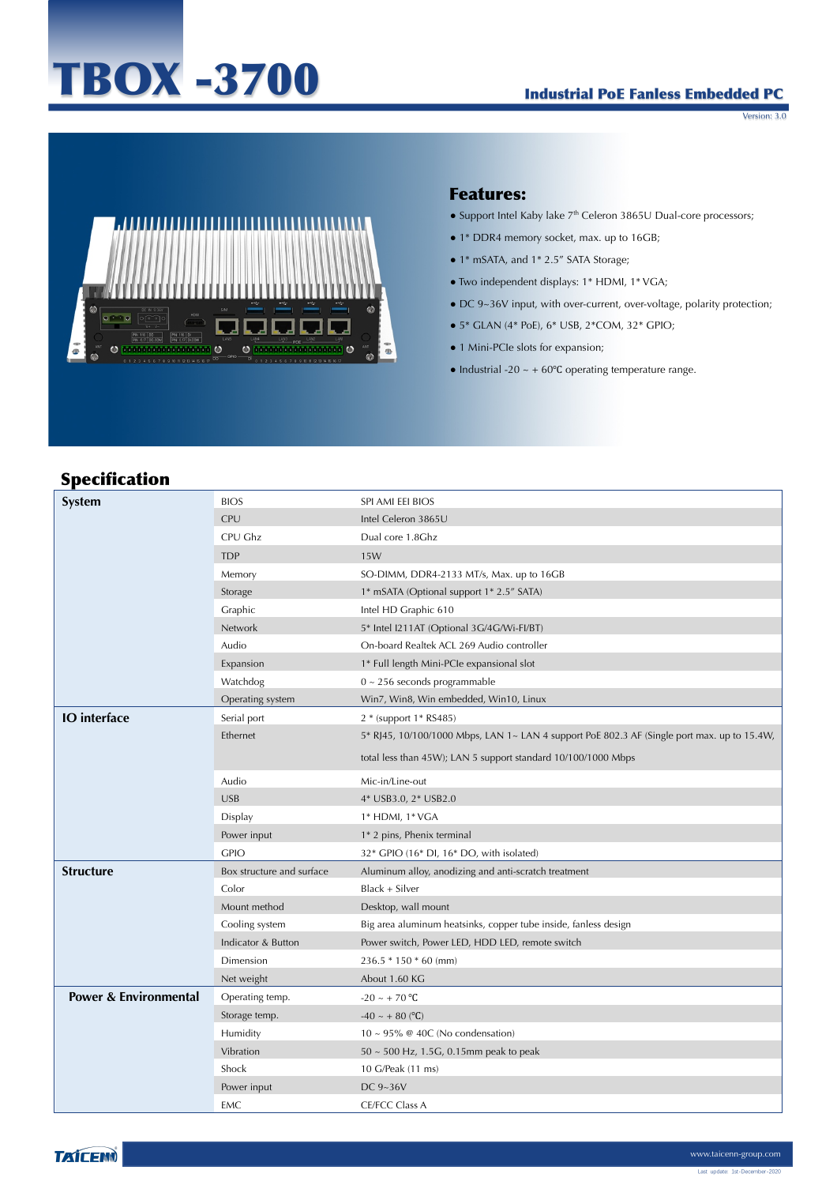# TBOX -3700

## Industrial PoE Fanless Embedded PC

Version: 3.0

### Features:

- Support Intel Kaby lake 7th Celeron 3865U Dual-core processors;
- 1* DDR4 memory socket, max. up to 16GB;
- 1* mSATA, and 1* 2.5" SATA Storage;
- Two independent displays: 1* HDMI, 1* VGA;
- DC 9~36V input, with over-current, over-voltage, polarity protection;
- 5* GLAN (4* PoE), 6* USB, 2*COM, 32* GPIO;
- 1 Mini-PCIe slots for expansion;
- Industrial -20 ~ + 60°C operating temperature range.

## Specification

| | | |
|---|---|---|
| **System** | BIOS | SPI AMI EEI BIOS |
| | CPU | Intel Celeron 3865U |
| | CPU Ghz | Dual core 1.8Ghz |
| | TDP | 15W |
| | Memory | SO-DIMM, DDR4-2133 MT/s, Max. up to 16GB |
| | Storage | 1* mSATA (Optional support 1* 2.5" SATA) |
| | Graphic | Intel HD Graphic 610 |
| | Network | 5* Intel I211AT (Optional 3G/4G/Wi-FI/BT) |
| | Audio | On-board Realtek ACL 269 Audio controller |
| | Expansion | 1* Full length Mini-PCIe expansional slot |
| | Watchdog | 0 ~ 256 seconds programmable |
| | Operating system | Win7, Win8, Win embedded, Win10, Linux |
| **IO interface** | Serial port | 2 * (support 1* RS485) |
| | Ethernet | 5* RJ45, 10/100/1000 Mbps, LAN 1~ LAN 4 support PoE 802.3 AF (Single port max. up to 15.4W, total less than 45W); LAN 5 support standard 10/100/1000 Mbps |
| | Audio | Mic-in/Line-out |
| | USB | 4* USB3.0, 2* USB2.0 |
| | Display | 1* HDMI, 1* VGA |
| | Power input | 1* 2 pins, Phenix terminal |
| | GPIO | 32* GPIO (16* DI, 16* DO, with isolated) |
| **Structure** | Box structure and surface | Aluminum alloy, anodizing and anti-scratch treatment |
| | Color | Black + Silver |
| | Mount method | Desktop, wall mount |
| | Cooling system | Big area aluminum heatsinks, copper tube inside, fanless design |
| | Indicator & Button | Power switch, Power LED, HDD LED, remote switch |
| | Dimension | 236.5 * 150 * 60 (mm) |
| | Net weight | About 1.60 KG |
| **Power & Environmental** | Operating temp. | -20 ~ + 70 °C |
| | Storage temp. | -40 ~ + 80 (°C) |
| | Humidity | 10 ~ 95% @ 40C (No condensation) |
| | Vibration | 50 ~ 500 Hz, 1.5G, 0.15mm peak to peak |
| | Shock | 10 G/Peak (11 ms) |
| | Power input | DC 9~36V |
| | EMC | CE/FCC Class A |

TAICENN

www.taicenn-group.com

Last update: 1st-December-2020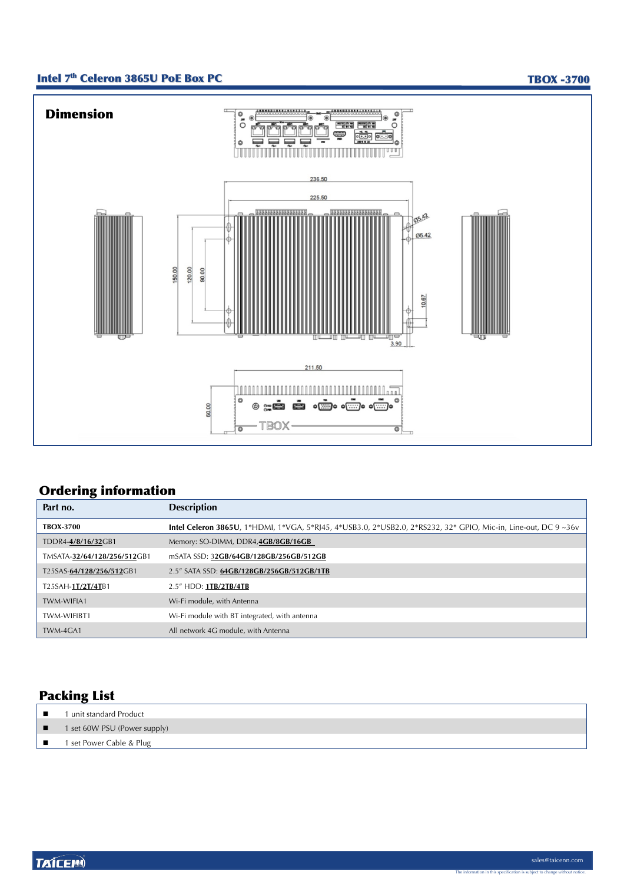## Dimension

236.50

225.50

Ø5.42

Ø5.42

150.00

120.00

90.00

10.67

3.90

211.50

60.00

TBOX

## Ordering information

| Part no. | Description |
|---|---|
| **TBOX-3700** | **Intel Celeron 3865U**, 1*HDMI, 1*VGA, 5*RJ45, 4*USB3.0, 2*USB2.0, 2*RS232, 32* GPIO, Mic-in, Line-out, DC 9 ~36v |
| TDDR4-**4/8/16/32**GB1 | Memory: SO-DIMM, DDR4,**4GB/8GB/16GB** |
| TMSATA-**32/64/128/256/512**GB1 | mSATA SSD: **32GB/64GB/128GB/256GB/512GB** |
| T25SAS-**64/128/256/512**GB1 | 2.5" SATA SSD: **64GB/128GB/256GB/512GB/1TB** |
| T25SAH-**1T/2T/4T**B1 | 2.5" HDD: **1TB/2TB/4TB** |
| TWM-WIFIA1 | Wi-Fi module, with Antenna |
| TWM-WIFIBT1 | Wi-Fi module with BT integrated, with antenna |
| TWM-4GA1 | All network 4G module, with Antenna |

## Packing List

- 1 unit standard Product
- 1 set 60W PSU (Power supply)
- 1 set Power Cable & Plug